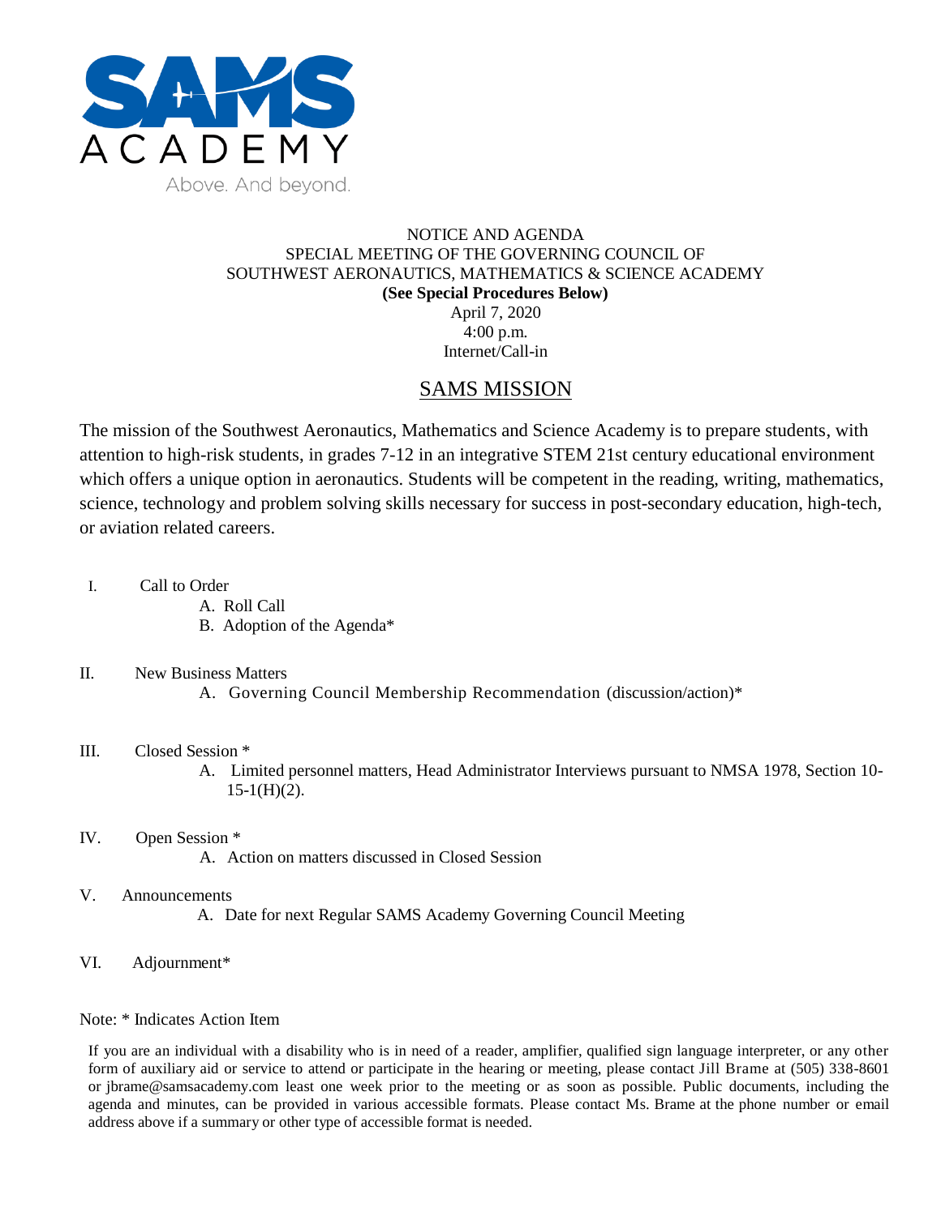SAMS ACADEMY

Above. And beyond.

NOTICE AND AGENDA
SPECIAL MEETING OF THE GOVERNING COUNCIL OF
SOUTHWEST AERONAUTICS, MATHEMATICS & SCIENCE ACADEMY
**(See Special Procedures Below)**
April 7, 2020
4:00 p.m.
Internet/Call-in

## SAMS MISSION

The mission of the Southwest Aeronautics, Mathematics and Science Academy is to prepare students, with attention to high-risk students, in grades 7-12 in an integrative STEM 21st century educational environment which offers a unique option in aeronautics. Students will be competent in the reading, writing, mathematics, science, technology and problem solving skills necessary for success in post-secondary education, high-tech, or aviation related careers.

I. Call to Order
   - A. Roll Call
   - B. Adoption of the Agenda*

II. New Business Matters
   - A. Governing Council Membership Recommendation (discussion/action)*

III. Closed Session *
   - A. Limited personnel matters, Head Administrator Interviews pursuant to NMSA 1978, Section 10-15-1(H)(2).

IV. Open Session *
   - A. Action on matters discussed in Closed Session

V. Announcements
   - A. Date for next Regular SAMS Academy Governing Council Meeting

VI. Adjournment*

Note: * Indicates Action Item

If you are an individual with a disability who is in need of a reader, amplifier, qualified sign language interpreter, or any other form of auxiliary aid or service to attend or participate in the hearing or meeting, please contact Jill Brame at (505) 338-8601 or jbrame@samsacademy.com least one week prior to the meeting or as soon as possible. Public documents, including the agenda and minutes, can be provided in various accessible formats. Please contact Ms. Brame at the phone number or email address above if a summary or other type of accessible format is needed.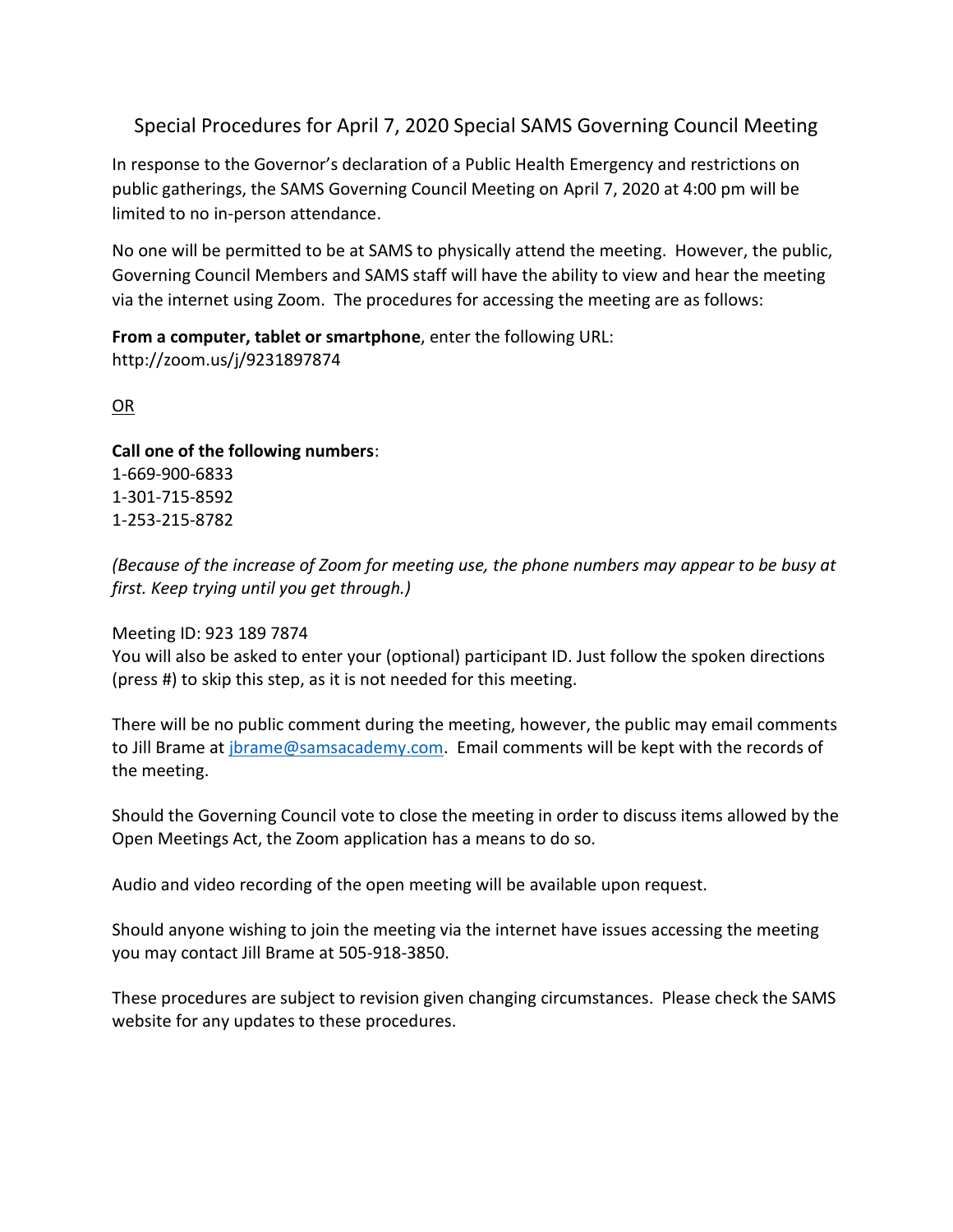# Special Procedures for April 7, 2020 Special SAMS Governing Council Meeting

In response to the Governor's declaration of a Public Health Emergency and restrictions on public gatherings, the SAMS Governing Council Meeting on April 7, 2020 at 4:00 pm will be limited to no in-person attendance.

No one will be permitted to be at SAMS to physically attend the meeting. However, the public, Governing Council Members and SAMS staff will have the ability to view and hear the meeting via the internet using Zoom. The procedures for accessing the meeting are as follows:

**From a computer, tablet or smartphone**, enter the following URL:
http://zoom.us/j/9231897874

<u>OR</u>

**Call one of the following numbers**:
1-669-900-6833
1-301-715-8592
1-253-215-8782

*(Because of the increase of Zoom for meeting use, the phone numbers may appear to be busy at first. Keep trying until you get through.)*

Meeting ID: 923 189 7874
You will also be asked to enter your (optional) participant ID. Just follow the spoken directions (press #) to skip this step, as it is not needed for this meeting.

There will be no public comment during the meeting, however, the public may email comments to Jill Brame at jbrame@samsacademy.com. Email comments will be kept with the records of the meeting.

Should the Governing Council vote to close the meeting in order to discuss items allowed by the Open Meetings Act, the Zoom application has a means to do so.

Audio and video recording of the open meeting will be available upon request.

Should anyone wishing to join the meeting via the internet have issues accessing the meeting you may contact Jill Brame at 505-918-3850.

These procedures are subject to revision given changing circumstances. Please check the SAMS website for any updates to these procedures.